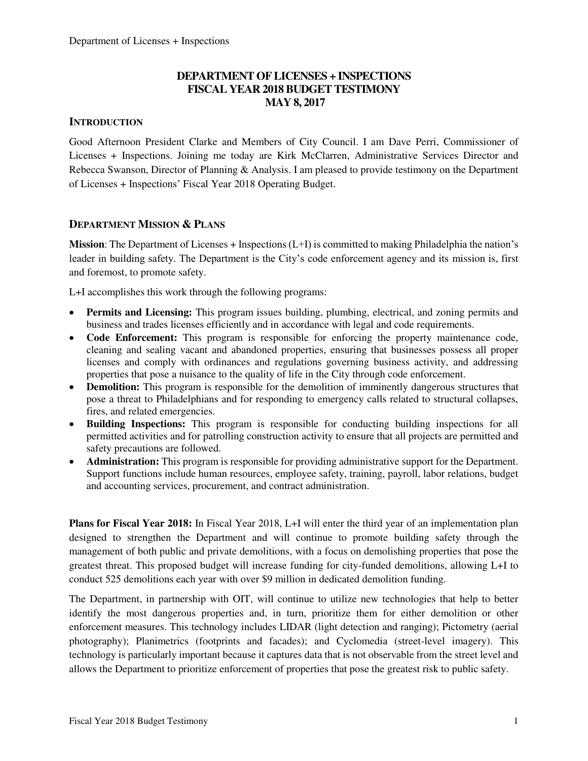# DEPARTMENT OF LICENSES + INSPECTIONS
# FISCAL YEAR 2018 BUDGET TESTIMONY
# MAY 8, 2017

## INTRODUCTION

Good Afternoon President Clarke and Members of City Council. I am Dave Perri, Commissioner of Licenses + Inspections. Joining me today are Kirk McClarren, Administrative Services Director and Rebecca Swanson, Director of Planning & Analysis. I am pleased to provide testimony on the Department of Licenses + Inspections' Fiscal Year 2018 Operating Budget.

## DEPARTMENT MISSION & PLANS

**Mission**: The Department of Licenses + Inspections (L+I) is committed to making Philadelphia the nation's leader in building safety. The Department is the City's code enforcement agency and its mission is, first and foremost, to promote safety.

L+I accomplishes this work through the following programs:

- **Permits and Licensing:** This program issues building, plumbing, electrical, and zoning permits and business and trades licenses efficiently and in accordance with legal and code requirements.
- **Code Enforcement:** This program is responsible for enforcing the property maintenance code, cleaning and sealing vacant and abandoned properties, ensuring that businesses possess all proper licenses and comply with ordinances and regulations governing business activity, and addressing properties that pose a nuisance to the quality of life in the City through code enforcement.
- **Demolition:** This program is responsible for the demolition of imminently dangerous structures that pose a threat to Philadelphians and for responding to emergency calls related to structural collapses, fires, and related emergencies.
- **Building Inspections:** This program is responsible for conducting building inspections for all permitted activities and for patrolling construction activity to ensure that all projects are permitted and safety precautions are followed.
- **Administration:** This program is responsible for providing administrative support for the Department. Support functions include human resources, employee safety, training, payroll, labor relations, budget and accounting services, procurement, and contract administration.

**Plans for Fiscal Year 2018:** In Fiscal Year 2018, L+I will enter the third year of an implementation plan designed to strengthen the Department and will continue to promote building safety through the management of both public and private demolitions, with a focus on demolishing properties that pose the greatest threat. This proposed budget will increase funding for city-funded demolitions, allowing L+I to conduct 525 demolitions each year with over $9 million in dedicated demolition funding.

The Department, in partnership with OIT, will continue to utilize new technologies that help to better identify the most dangerous properties and, in turn, prioritize them for either demolition or other enforcement measures. This technology includes LIDAR (light detection and ranging); Pictometry (aerial photography); Planimetrics (footprints and facades); and Cyclomedia (street-level imagery). This technology is particularly important because it captures data that is not observable from the street level and allows the Department to prioritize enforcement of properties that pose the greatest risk to public safety.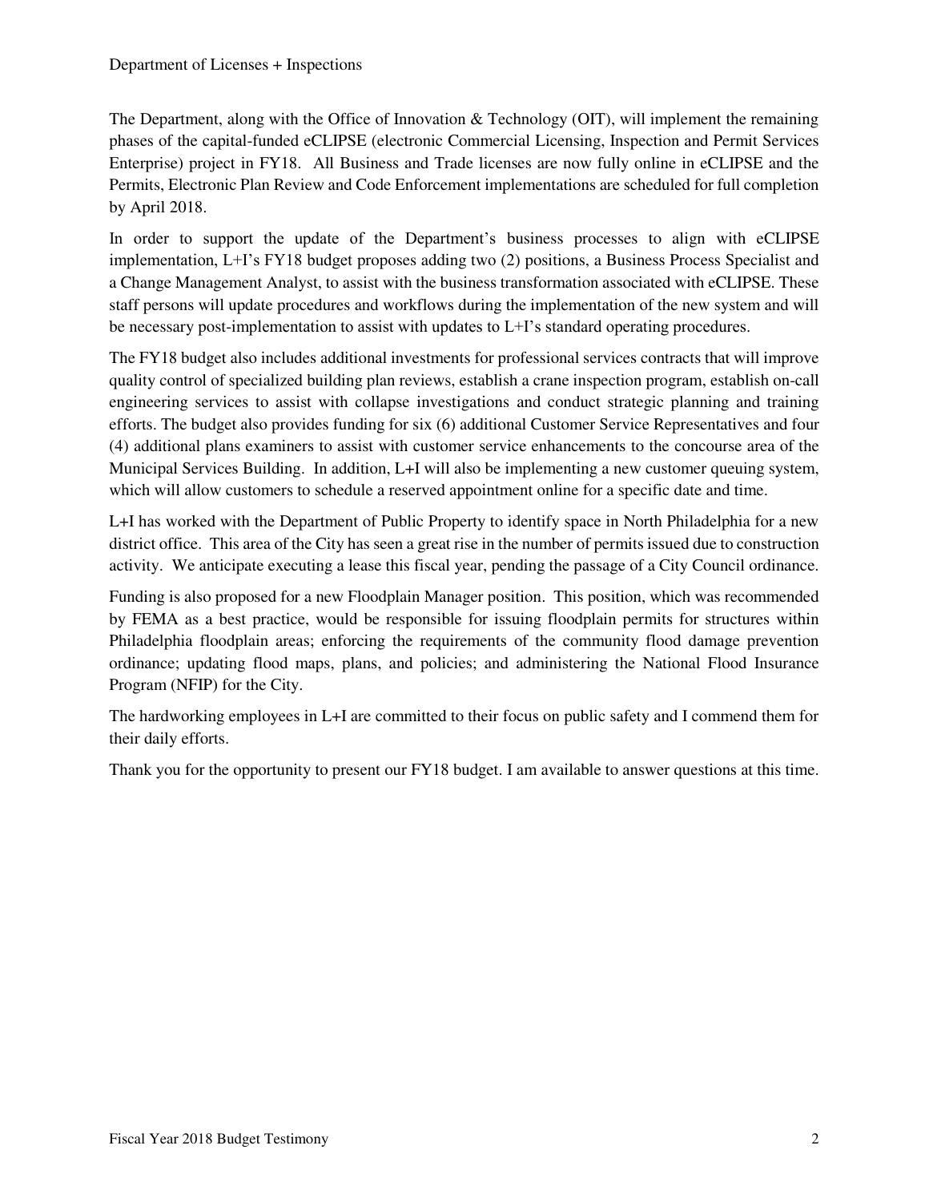The Department, along with the Office of Innovation & Technology (OIT), will implement the remaining phases of the capital-funded eCLIPSE (electronic Commercial Licensing, Inspection and Permit Services Enterprise) project in FY18. All Business and Trade licenses are now fully online in eCLIPSE and the Permits, Electronic Plan Review and Code Enforcement implementations are scheduled for full completion by April 2018.

In order to support the update of the Department's business processes to align with eCLIPSE implementation, L+I's FY18 budget proposes adding two (2) positions, a Business Process Specialist and a Change Management Analyst, to assist with the business transformation associated with eCLIPSE. These staff persons will update procedures and workflows during the implementation of the new system and will be necessary post-implementation to assist with updates to L+I's standard operating procedures.

The FY18 budget also includes additional investments for professional services contracts that will improve quality control of specialized building plan reviews, establish a crane inspection program, establish on-call engineering services to assist with collapse investigations and conduct strategic planning and training efforts. The budget also provides funding for six (6) additional Customer Service Representatives and four (4) additional plans examiners to assist with customer service enhancements to the concourse area of the Municipal Services Building. In addition, L+I will also be implementing a new customer queuing system, which will allow customers to schedule a reserved appointment online for a specific date and time.

L+I has worked with the Department of Public Property to identify space in North Philadelphia for a new district office. This area of the City has seen a great rise in the number of permits issued due to construction activity. We anticipate executing a lease this fiscal year, pending the passage of a City Council ordinance.

Funding is also proposed for a new Floodplain Manager position. This position, which was recommended by FEMA as a best practice, would be responsible for issuing floodplain permits for structures within Philadelphia floodplain areas; enforcing the requirements of the community flood damage prevention ordinance; updating flood maps, plans, and policies; and administering the National Flood Insurance Program (NFIP) for the City.

The hardworking employees in L+I are committed to their focus on public safety and I commend them for their daily efforts.

Thank you for the opportunity to present our FY18 budget. I am available to answer questions at this time.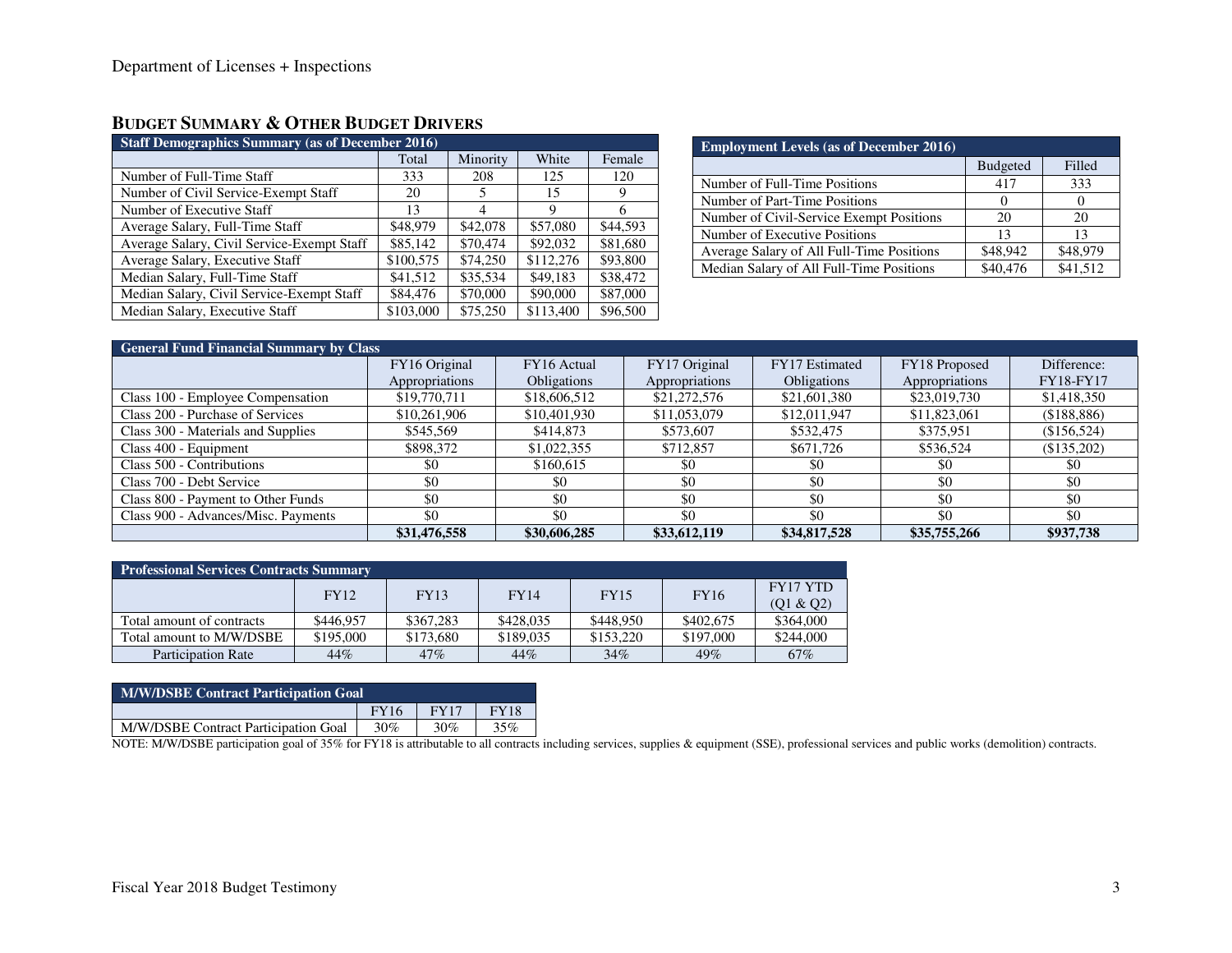Department of Licenses + Inspections

## BUDGET SUMMARY & OTHER BUDGET DRIVERS

| Staff Demographics Summary (as of December 2016) | | | | |
|---|---|---|---|---|
| | Total | Minority | White | Female |
| Number of Full-Time Staff | 333 | 208 | 125 | 120 |
| Number of Civil Service-Exempt Staff | 20 | 5 | 15 | 9 |
| Number of Executive Staff | 13 | 4 | 9 | 6 |
| Average Salary, Full-Time Staff | $48,979 | $42,078 | $57,080 | $44,593 |
| Average Salary, Civil Service-Exempt Staff | $85,142 | $70,474 | $92,032 | $81,680 |
| Average Salary, Executive Staff | $100,575 | $74,250 | $112,276 | $93,800 |
| Median Salary, Full-Time Staff | $41,512 | $35,534 | $49,183 | $38,472 |
| Median Salary, Civil Service-Exempt Staff | $84,476 | $70,000 | $90,000 | $87,000 |
| Median Salary, Executive Staff | $103,000 | $75,250 | $113,400 | $96,500 |

| Employment Levels (as of December 2016) | | |
|---|---|---|
| | Budgeted | Filled |
| Number of Full-Time Positions | 417 | 333 |
| Number of Part-Time Positions | 0 | 0 |
| Number of Civil-Service Exempt Positions | 20 | 20 |
| Number of Executive Positions | 13 | 13 |
| Average Salary of All Full-Time Positions | $48,942 | $48,979 |
| Median Salary of All Full-Time Positions | $40,476 | $41,512 |

| General Fund Financial Summary by Class | | | | | | |
|---|---|---|---|---|---|---|
| | FY16 Original Appropriations | FY16 Actual Obligations | FY17 Original Appropriations | FY17 Estimated Obligations | FY18 Proposed Appropriations | Difference: FY18-FY17 |
| Class 100 - Employee Compensation | $19,770,711 | $18,606,512 | $21,272,576 | $21,601,380 | $23,019,730 | $1,418,350 |
| Class 200 - Purchase of Services | $10,261,906 | $10,401,930 | $11,053,079 | $12,011,947 | $11,823,061 | ($188,886) |
| Class 300 - Materials and Supplies | $545,569 | $414,873 | $573,607 | $532,475 | $375,951 | ($156,524) |
| Class 400 - Equipment | $898,372 | $1,022,355 | $712,857 | $671,726 | $536,524 | ($135,202) |
| Class 500 - Contributions | $0 | $160,615 | $0 | $0 | $0 | $0 |
| Class 700 - Debt Service | $0 | $0 | $0 | $0 | $0 | $0 |
| Class 800 - Payment to Other Funds | $0 | $0 | $0 | $0 | $0 | $0 |
| Class 900 - Advances/Misc. Payments | $0 | $0 | $0 | $0 | $0 | $0 |
| | **$31,476,558** | **$30,606,285** | **$33,612,119** | **$34,817,528** | **$35,755,266** | **$937,738** |

| Professional Services Contracts Summary | | | | | | |
|---|---|---|---|---|---|---|
| | FY12 | FY13 | FY14 | FY15 | FY16 | FY17 YTD (Q1 & Q2) |
| Total amount of contracts | $446,957 | $367,283 | $428,035 | $448,950 | $402,675 | $364,000 |
| Total amount to M/W/DSBE | $195,000 | $173,680 | $189,035 | $153,220 | $197,000 | $244,000 |
| Participation Rate | 44% | 47% | 44% | 34% | 49% | 67% |

| M/W/DSBE Contract Participation Goal | | | |
|---|---|---|---|
| | FY16 | FY17 | FY18 |
| M/W/DSBE Contract Participation Goal | 30% | 30% | 35% |

NOTE: M/W/DSBE participation goal of 35% for FY18 is attributable to all contracts including services, supplies & equipment (SSE), professional services and public works (demolition) contracts.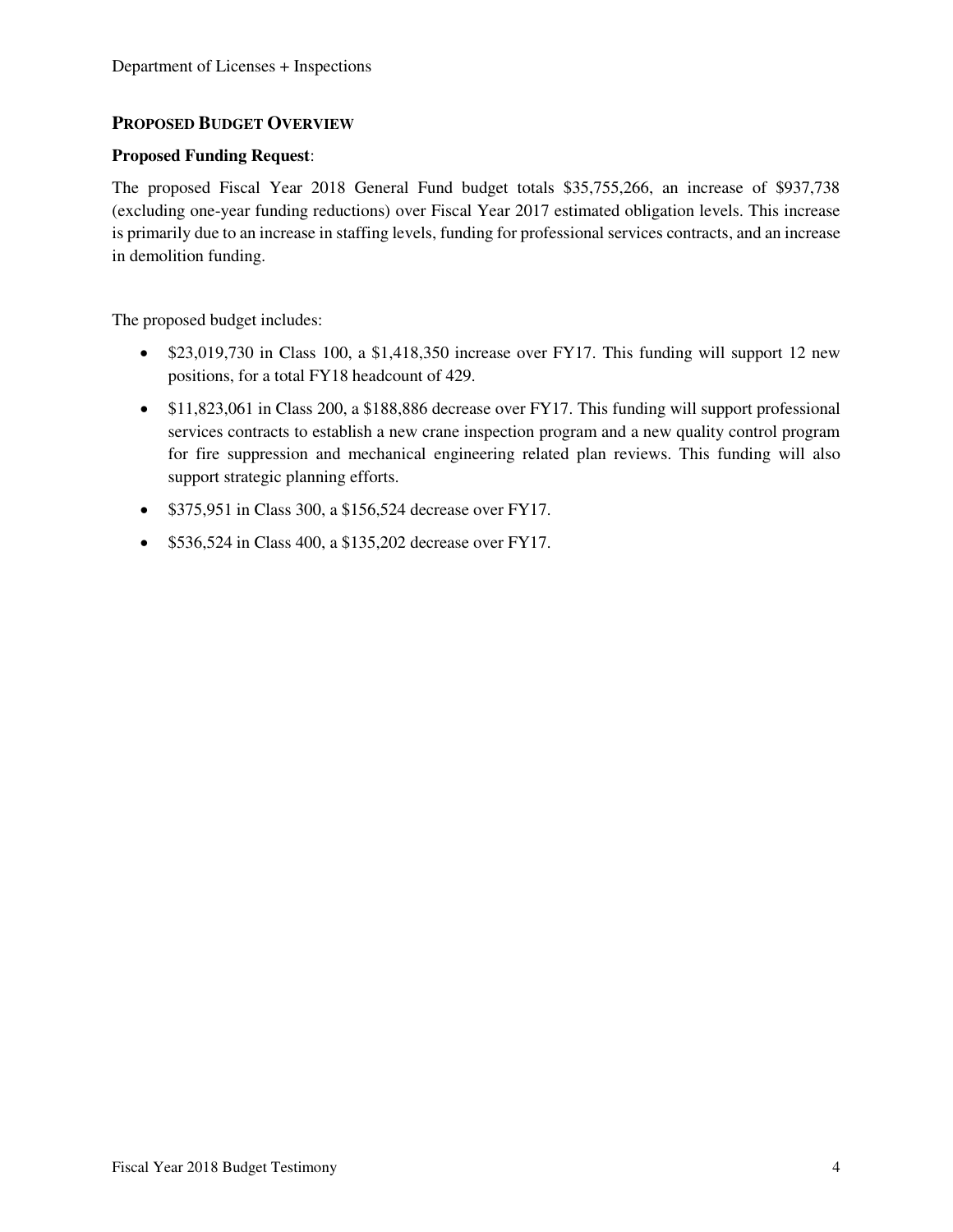## PROPOSED BUDGET OVERVIEW

**Proposed Funding Request**:

The proposed Fiscal Year 2018 General Fund budget totals $35,755,266, an increase of $937,738 (excluding one-year funding reductions) over Fiscal Year 2017 estimated obligation levels. This increase is primarily due to an increase in staffing levels, funding for professional services contracts, and an increase in demolition funding.

The proposed budget includes:

- $23,019,730 in Class 100, a $1,418,350 increase over FY17. This funding will support 12 new positions, for a total FY18 headcount of 429.
- $11,823,061 in Class 200, a $188,886 decrease over FY17. This funding will support professional services contracts to establish a new crane inspection program and a new quality control program for fire suppression and mechanical engineering related plan reviews. This funding will also support strategic planning efforts.
- $375,951 in Class 300, a $156,524 decrease over FY17.
- $536,524 in Class 400, a $135,202 decrease over FY17.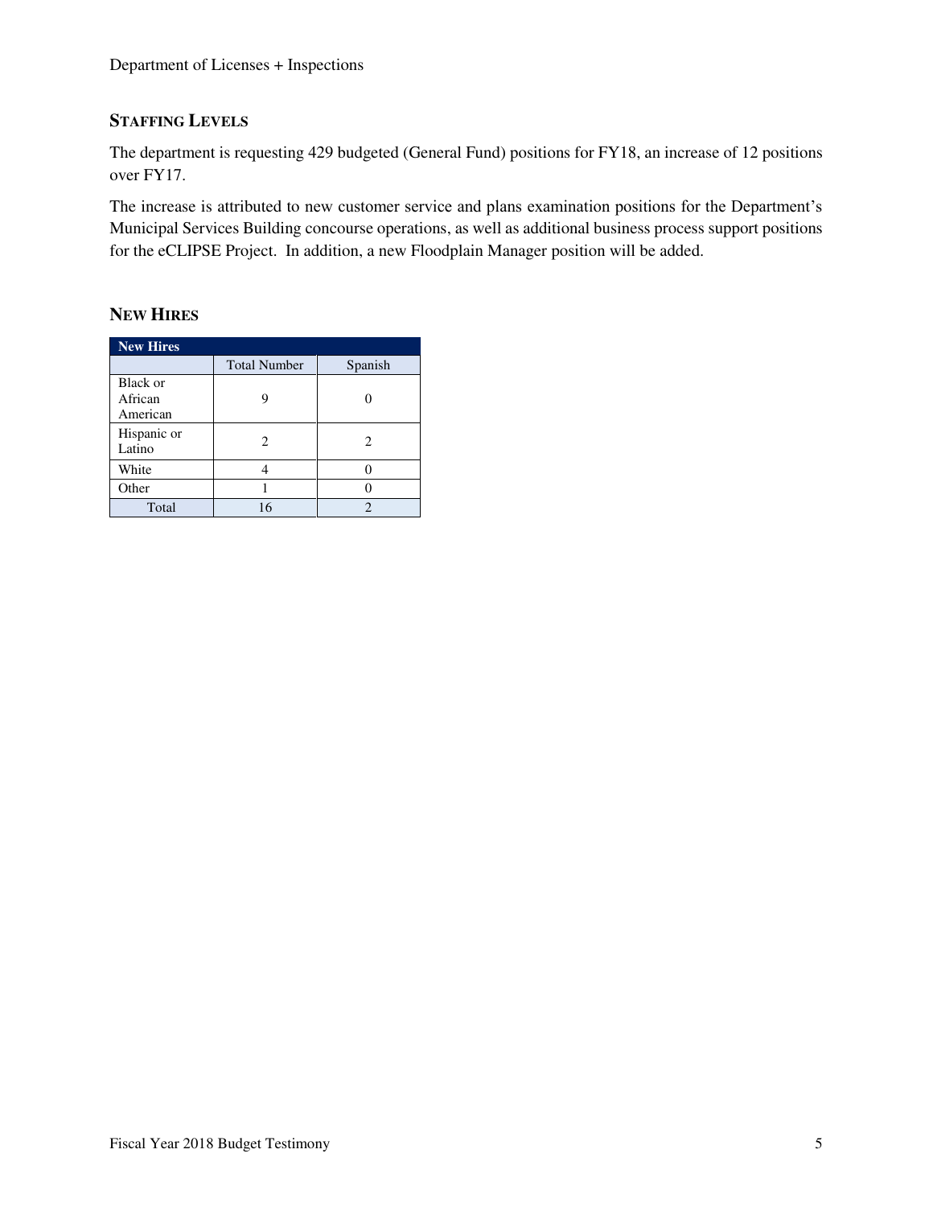## STAFFING LEVELS

The department is requesting 429 budgeted (General Fund) positions for FY18, an increase of 12 positions over FY17.

The increase is attributed to new customer service and plans examination positions for the Department's Municipal Services Building concourse operations, as well as additional business process support positions for the eCLIPSE Project. In addition, a new Floodplain Manager position will be added.

## NEW HIRES

| New Hires | | |
|---|---|---|
| | Total Number | Spanish |
| Black or African American | 9 | 0 |
| Hispanic or Latino | 2 | 2 |
| White | 4 | 0 |
| Other | 1 | 0 |
| Total | 16 | 2 |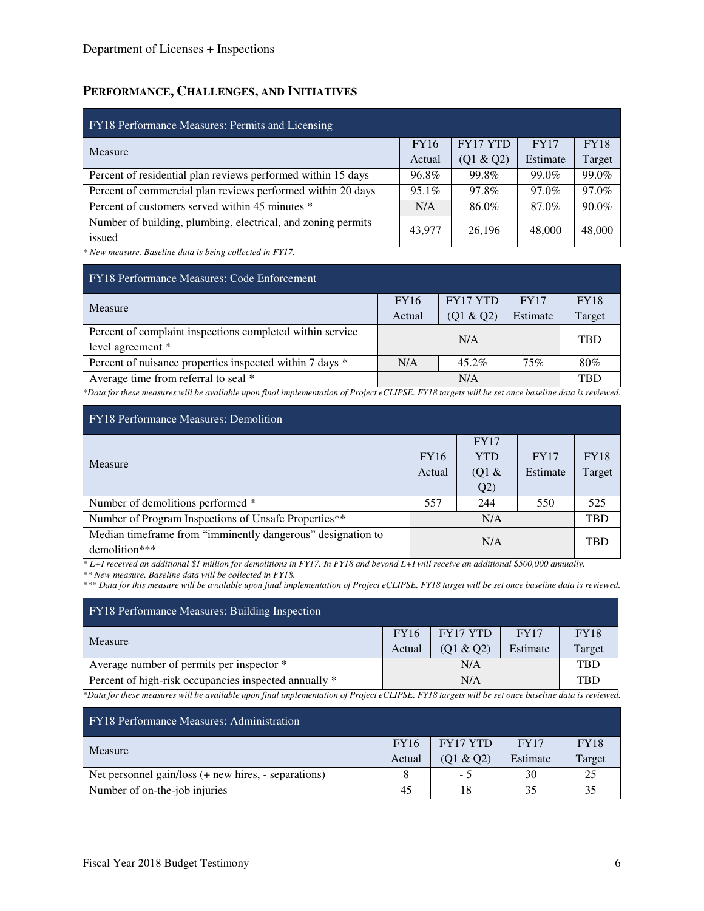## PERFORMANCE, CHALLENGES, AND INITIATIVES

| FY18 Performance Measures: Permits and Licensing | | | | |
|---|---|---|---|---|
| Measure | FY16 Actual | FY17 YTD (Q1 & Q2) | FY17 Estimate | FY18 Target |
| Percent of residential plan reviews performed within 15 days | 96.8% | 99.8% | 99.0% | 99.0% |
| Percent of commercial plan reviews performed within 20 days | 95.1% | 97.8% | 97.0% | 97.0% |
| Percent of customers served within 45 minutes * | N/A | 86.0% | 87.0% | 90.0% |
| Number of building, plumbing, electrical, and zoning permits issued | 43,977 | 26,196 | 48,000 | 48,000 |

*\* New measure. Baseline data is being collected in FY17.*

| FY18 Performance Measures: Code Enforcement | | | | |
|---|---|---|---|---|
| Measure | FY16 Actual | FY17 YTD (Q1 & Q2) | FY17 Estimate | FY18 Target |
| Percent of complaint inspections completed within service level agreement * | N/A | | | TBD |
| Percent of nuisance properties inspected within 7 days * | N/A | 45.2% | 75% | 80% |
| Average time from referral to seal * | N/A | | | TBD |

*\*Data for these measures will be available upon final implementation of Project eCLIPSE. FY18 targets will be set once baseline data is reviewed.*

| FY18 Performance Measures: Demolition | | | | |
|---|---|---|---|---|
| Measure | FY16 Actual | FY17 YTD (Q1 & Q2) | FY17 Estimate | FY18 Target |
| Number of demolitions performed * | 557 | 244 | 550 | 525 |
| Number of Program Inspections of Unsafe Properties** | N/A | | | TBD |
| Median timeframe from "imminently dangerous" designation to demolition*** | N/A | | | TBD |

*\* L+I received an additional $1 million for demolitions in FY17. In FY18 and beyond L+I will receive an additional $500,000 annually.*
*\*\* New measure. Baseline data will be collected in FY18.*
*\*\*\* Data for this measure will be available upon final implementation of Project eCLIPSE. FY18 target will be set once baseline data is reviewed.*

| FY18 Performance Measures: Building Inspection | | | | |
|---|---|---|---|---|
| Measure | FY16 Actual | FY17 YTD (Q1 & Q2) | FY17 Estimate | FY18 Target |
| Average number of permits per inspector * | N/A | | | TBD |
| Percent of high-risk occupancies inspected annually * | N/A | | | TBD |

*\*Data for these measures will be available upon final implementation of Project eCLIPSE. FY18 targets will be set once baseline data is reviewed.*

| FY18 Performance Measures: Administration | | | | |
|---|---|---|---|---|
| Measure | FY16 Actual | FY17 YTD (Q1 & Q2) | FY17 Estimate | FY18 Target |
| Net personnel gain/loss (+ new hires, - separations) | 8 | - 5 | 30 | 25 |
| Number of on-the-job injuries | 45 | 18 | 35 | 35 |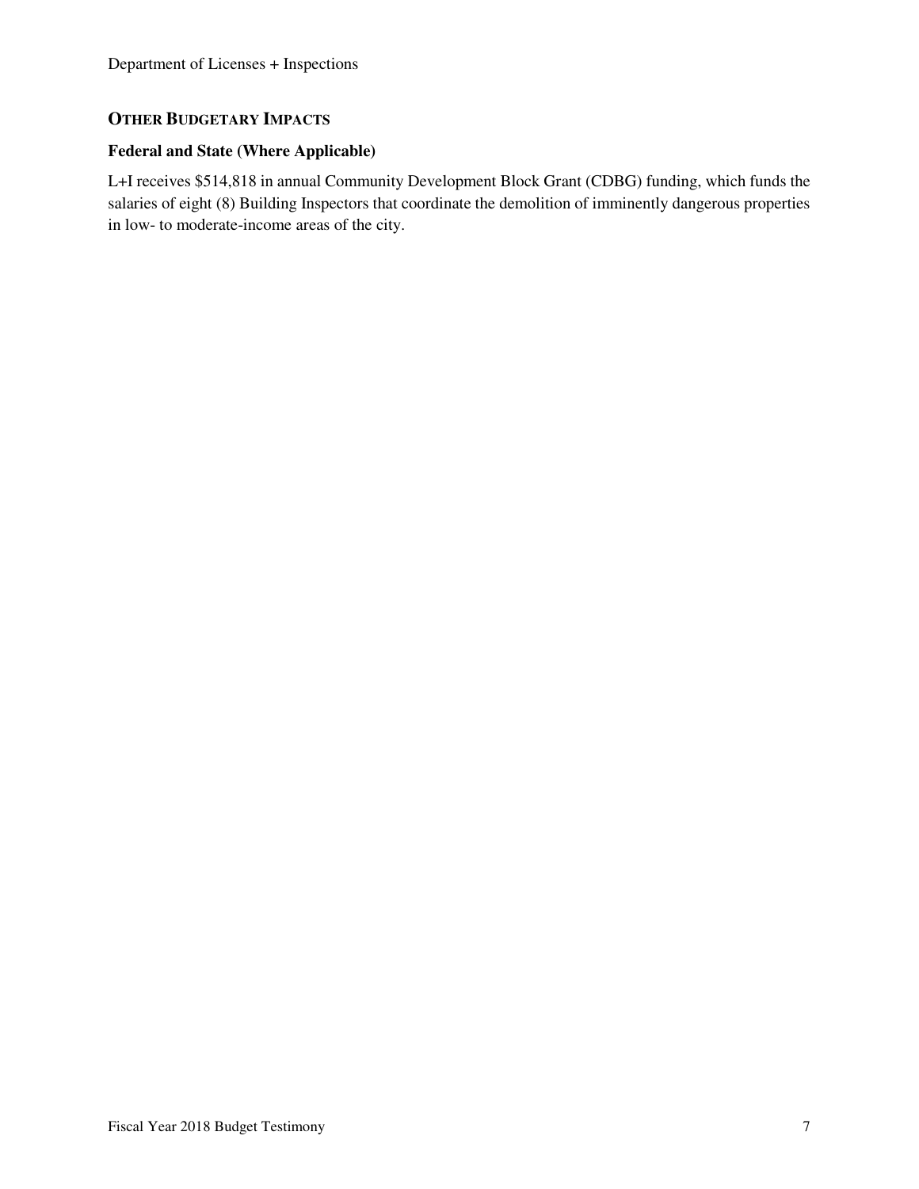## OTHER BUDGETARY IMPACTS

### Federal and State (Where Applicable)

L+I receives $514,818 in annual Community Development Block Grant (CDBG) funding, which funds the salaries of eight (8) Building Inspectors that coordinate the demolition of imminently dangerous properties in low- to moderate-income areas of the city.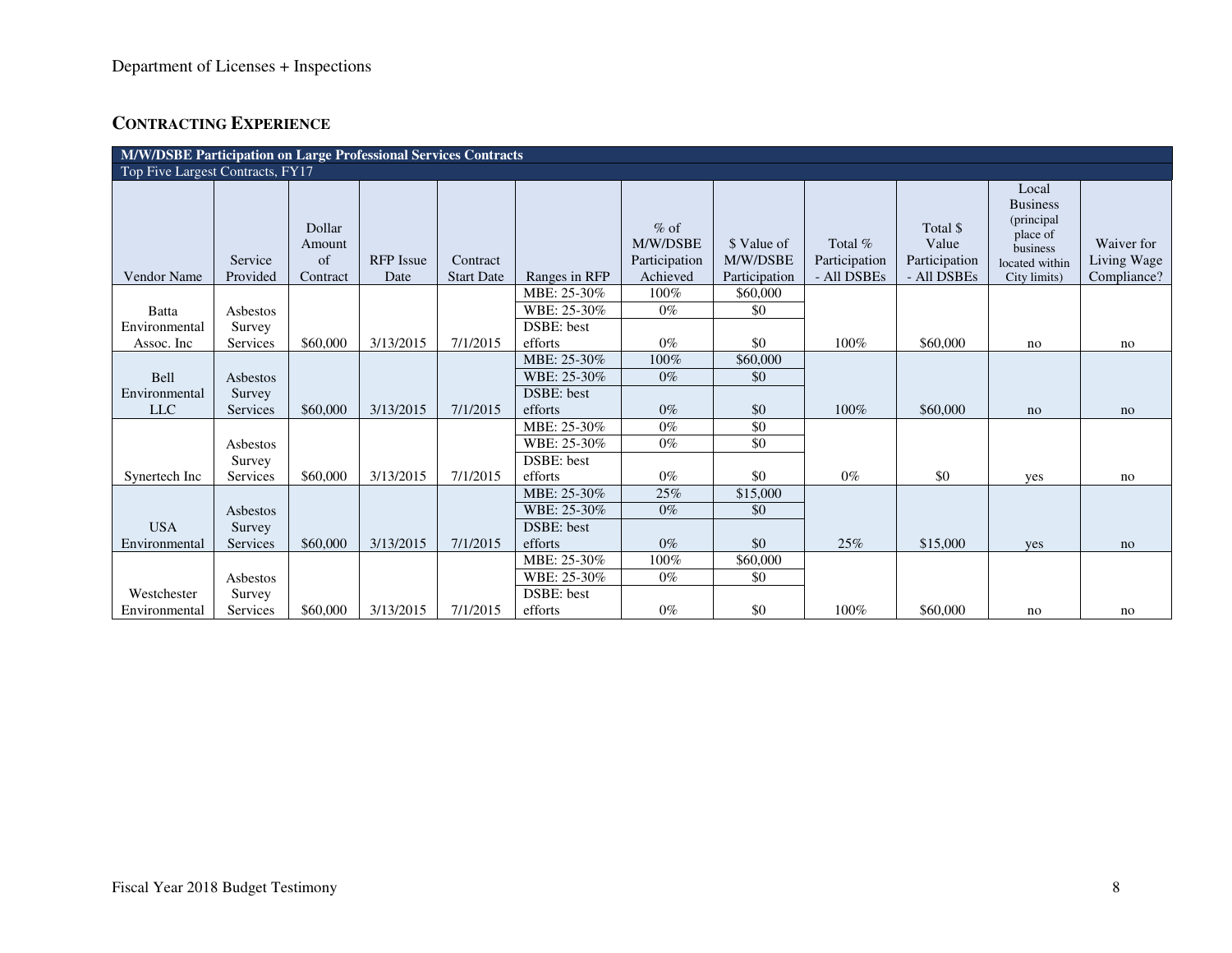## CONTRACTING EXPERIENCE

| M/W/DSBE Participation on Large Professional Services Contracts | | | | | | | | | | | |
|---|---|---|---|---|---|---|---|---|---|---|---|
| Top Five Largest Contracts, FY17 | | | | | | | | | | | |
| Vendor Name | Service Provided | Dollar Amount of Contract | RFP Issue Date | Contract Start Date | Ranges in RFP | % of M/W/DSBE Participation Achieved | $ Value of M/W/DSBE Participation | Total % Participation - All DSBEs | Total $ Value Participation - All DSBEs | Local Business (principal place of business located within City limits) | Waiver for Living Wage Compliance? |
| Batta Environmental Assoc. Inc | Asbestos Survey Services | $60,000 | 3/13/2015 | 7/1/2015 | MBE: 25-30% | 100% | $60,000 | 100% | $60,000 | no | no |
| | | | | | WBE: 25-30% | 0% | $0 | | | | |
| | | | | | DSBE: best efforts | 0% | $0 | | | | |
| Bell Environmental LLC | Asbestos Survey Services | $60,000 | 3/13/2015 | 7/1/2015 | MBE: 25-30% | 100% | $60,000 | 100% | $60,000 | no | no |
| | | | | | WBE: 25-30% | 0% | $0 | | | | |
| | | | | | DSBE: best efforts | 0% | $0 | | | | |
| Synertech Inc | Asbestos Survey Services | $60,000 | 3/13/2015 | 7/1/2015 | MBE: 25-30% | 0% | $0 | 0% | $0 | yes | no |
| | | | | | WBE: 25-30% | 0% | $0 | | | | |
| | | | | | DSBE: best efforts | 0% | $0 | | | | |
| USA Environmental | Asbestos Survey Services | $60,000 | 3/13/2015 | 7/1/2015 | MBE: 25-30% | 25% | $15,000 | 25% | $15,000 | yes | no |
| | | | | | WBE: 25-30% | 0% | $0 | | | | |
| | | | | | DSBE: best efforts | 0% | $0 | | | | |
| Westchester Environmental | Asbestos Survey Services | $60,000 | 3/13/2015 | 7/1/2015 | MBE: 25-30% | 100% | $60,000 | 100% | $60,000 | no | no |
| | | | | | WBE: 25-30% | 0% | $0 | | | | |
| | | | | | DSBE: best efforts | 0% | $0 | | | | |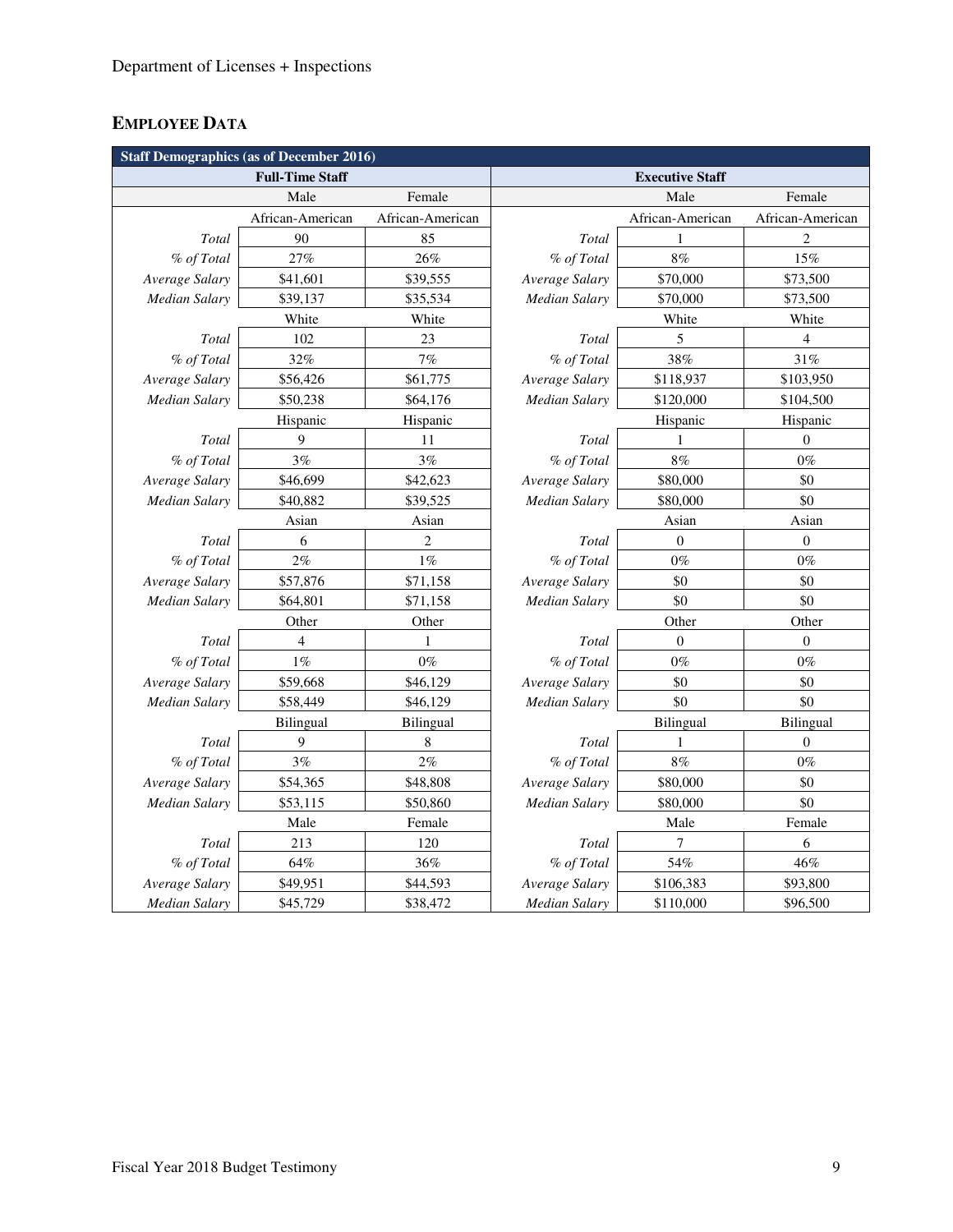Department of Licenses + Inspections

## EMPLOYEE DATA

| Staff Demographics (as of December 2016) | | | | | |
|---|---|---|---|---|---|
| Full-Time Staff | | | Executive Staff | | |
| | Male | Female | | Male | Female |
| | African-American | African-American | | African-American | African-American |
| *Total* | 90 | 85 | *Total* | 1 | 2 |
| *% of Total* | 27% | 26% | *% of Total* | 8% | 15% |
| *Average Salary* | $41,601 | $39,555 | *Average Salary* | $70,000 | $73,500 |
| *Median Salary* | $39,137 | $35,534 | *Median Salary* | $70,000 | $73,500 |
| | White | White | | White | White |
| *Total* | 102 | 23 | *Total* | 5 | 4 |
| *% of Total* | 32% | 7% | *% of Total* | 38% | 31% |
| *Average Salary* | $56,426 | $61,775 | *Average Salary* | $118,937 | $103,950 |
| *Median Salary* | $50,238 | $64,176 | *Median Salary* | $120,000 | $104,500 |
| | Hispanic | Hispanic | | Hispanic | Hispanic |
| *Total* | 9 | 11 | *Total* | 1 | 0 |
| *% of Total* | 3% | 3% | *% of Total* | 8% | 0% |
| *Average Salary* | $46,699 | $42,623 | *Average Salary* | $80,000 | $0 |
| *Median Salary* | $40,882 | $39,525 | *Median Salary* | $80,000 | $0 |
| | Asian | Asian | | Asian | Asian |
| *Total* | 6 | 2 | *Total* | 0 | 0 |
| *% of Total* | 2% | 1% | *% of Total* | 0% | 0% |
| *Average Salary* | $57,876 | $71,158 | *Average Salary* | $0 | $0 |
| *Median Salary* | $64,801 | $71,158 | *Median Salary* | $0 | $0 |
| | Other | Other | | Other | Other |
| *Total* | 4 | 1 | *Total* | 0 | 0 |
| *% of Total* | 1% | 0% | *% of Total* | 0% | 0% |
| *Average Salary* | $59,668 | $46,129 | *Average Salary* | $0 | $0 |
| *Median Salary* | $58,449 | $46,129 | *Median Salary* | $0 | $0 |
| | Bilingual | Bilingual | | Bilingual | Bilingual |
| *Total* | 9 | 8 | *Total* | 1 | 0 |
| *% of Total* | 3% | 2% | *% of Total* | 8% | 0% |
| *Average Salary* | $54,365 | $48,808 | *Average Salary* | $80,000 | $0 |
| *Median Salary* | $53,115 | $50,860 | *Median Salary* | $80,000 | $0 |
| | Male | Female | | Male | Female |
| *Total* | 213 | 120 | *Total* | 7 | 6 |
| *% of Total* | 64% | 36% | *% of Total* | 54% | 46% |
| *Average Salary* | $49,951 | $44,593 | *Average Salary* | $106,383 | $93,800 |
| *Median Salary* | $45,729 | $38,472 | *Median Salary* | $110,000 | $96,500 |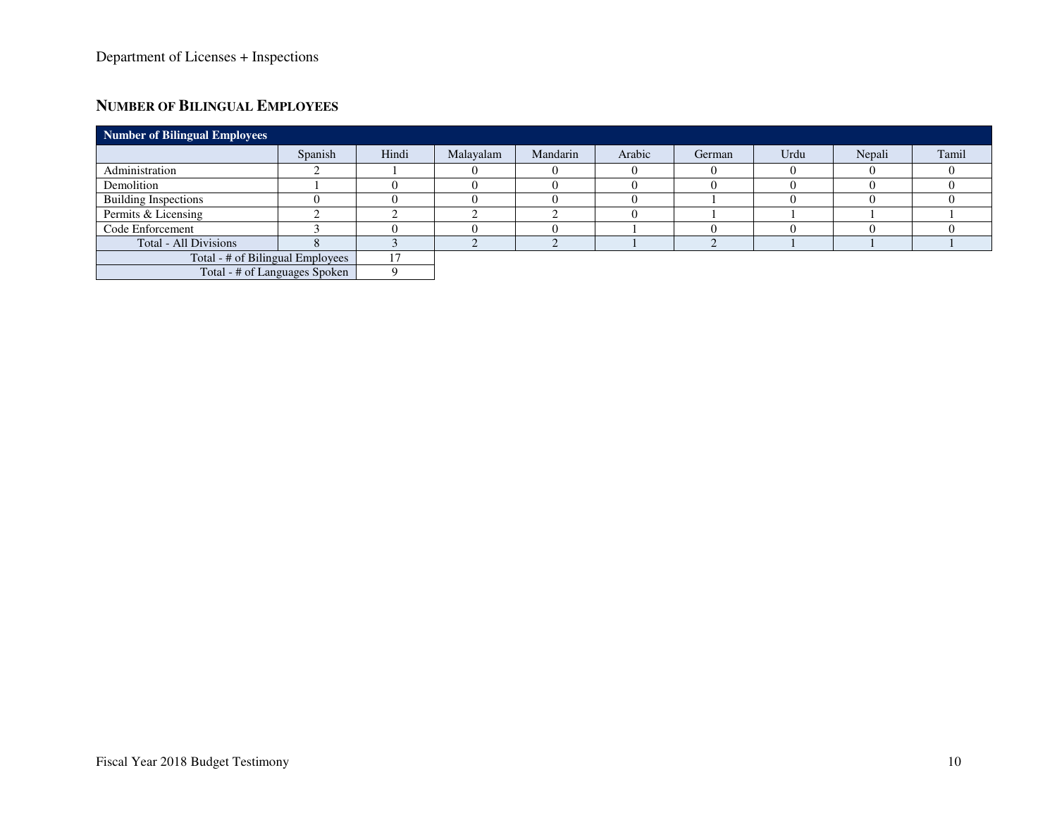## NUMBER OF BILINGUAL EMPLOYEES

| Number of Bilingual Employees | | | | | | | | | |
|---|---|---|---|---|---|---|---|---|---|
| | Spanish | Hindi | Malayalam | Mandarin | Arabic | German | Urdu | Nepali | Tamil |
| Administration | 2 | 1 | 0 | 0 | 0 | 0 | 0 | 0 | 0 |
| Demolition | 1 | 0 | 0 | 0 | 0 | 0 | 0 | 0 | 0 |
| Building Inspections | 0 | 0 | 0 | 0 | 0 | 1 | 0 | 0 | 0 |
| Permits & Licensing | 2 | 2 | 2 | 2 | 0 | 1 | 1 | 1 | 1 |
| Code Enforcement | 3 | 0 | 0 | 0 | 1 | 0 | 0 | 0 | 0 |
| Total - All Divisions | 8 | 3 | 2 | 2 | 1 | 2 | 1 | 1 | 1 |
| Total - # of Bilingual Employees | 17 | | | | | | | | |
| Total - # of Languages Spoken | 9 | | | | | | | | |